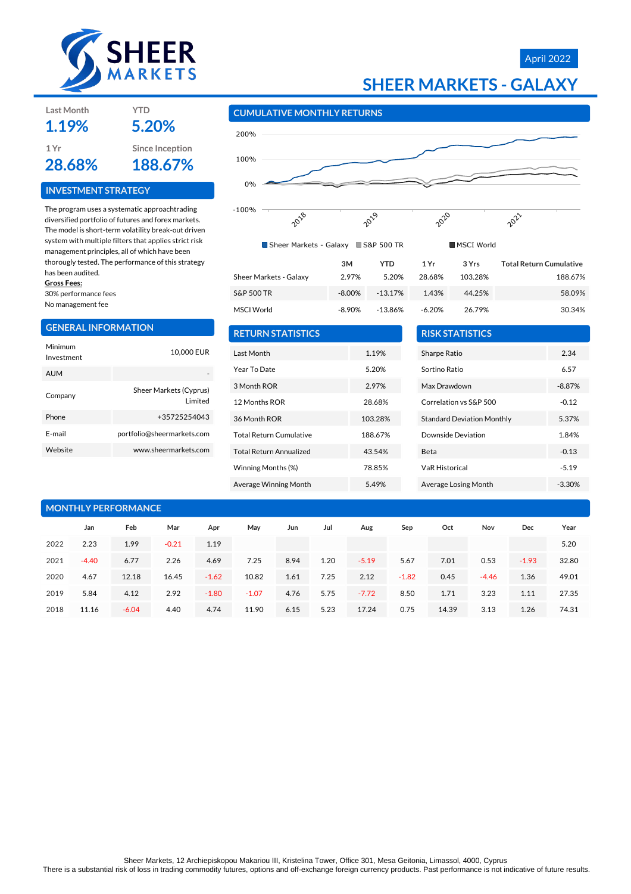# SHEER MARKETS - GALAXY

April 2022

| Last Month | YTD |
| --- | --- |
| 1.19% | 5.20% |
| **1 Yr** | **Since Inception** |
| 28.68% | 188.67% |

## INVESTMENT STRATEGY

The program uses a systematic approachtrading diversified portfolio of futures and forex markets. The model is short-term volatility break-out driven system with multiple filters that applies strict risk management principles, all of which have been thoroughly tested. The performance of this strategy has been audited.

**Gross Fees:**

30% performance fees

No management fee

## GENERAL INFORMATION

| | |
| --- | --- |
| Minimum Investment | 10,000 EUR |
| AUM | - |
| Company | Sheer Markets (Cyprus) Limited |
| Phone | +35725254043 |
| E-mail | portfolio@sheermarkets.com |
| Website | www.sheermarkets.com |

## CUMULATIVE MONTHLY RETURNS

Sheer Markets - Galaxy | S&P 500 TR | MSCI World

| | 3M | YTD | 1 Yr | 3 Yrs | Total Return Cumulative |
| --- | --- | --- | --- | --- | --- |
| Sheer Markets - Galaxy | 2.97% | 5.20% | 28.68% | 103.28% | 188.67% |
| S&P 500 TR | -8.00% | -13.17% | 1.43% | 44.25% | 58.09% |
| MSCI World | -8.90% | -13.86% | -6.20% | 26.79% | 30.34% |

## RETURN STATISTICS

| | |
| --- | --- |
| Last Month | 1.19% |
| Year To Date | 5.20% |
| 3 Month ROR | 2.97% |
| 12 Months ROR | 28.68% |
| 36 Month ROR | 103.28% |
| Total Return Cumulative | 188.67% |
| Total Return Annualized | 43.54% |
| Winning Months (%) | 78.85% |
| Average Winning Month | 5.49% |

## RISK STATISTICS

| | |
| --- | --- |
| Sharpe Ratio | 2.34 |
| Sortino Ratio | 6.57 |
| Max Drawdown | -8.87% |
| Correlation vs S&P 500 | -0.12 |
| Standard Deviation Monthly | 5.37% |
| Downside Deviation | 1.84% |
| Beta | -0.13 |
| VaR Historical | -5.19 |
| Average Losing Month | -3.30% |

## MONTHLY PERFORMANCE

| | Jan | Feb | Mar | Apr | May | Jun | Jul | Aug | Sep | Oct | Nov | Dec | Year |
| --- | --- | --- | --- | --- | --- | --- | --- | --- | --- | --- | --- | --- | --- |
| 2022 | 2.23 | 1.99 | -0.21 | 1.19 | | | | | | | | | 5.20 |
| 2021 | -4.40 | 6.77 | 2.26 | 4.69 | 7.25 | 8.94 | 1.20 | -5.19 | 5.67 | 7.01 | 0.53 | -1.93 | 32.80 |
| 2020 | 4.67 | 12.18 | 16.45 | -1.62 | 10.82 | 1.61 | 7.25 | 2.12 | -1.82 | 0.45 | -4.46 | 1.36 | 49.01 |
| 2019 | 5.84 | 4.12 | 2.92 | -1.80 | -1.07 | 4.76 | 5.75 | -7.72 | 8.50 | 1.71 | 3.23 | 1.11 | 27.35 |
| 2018 | 11.16 | -6.04 | 4.40 | 4.74 | 11.90 | 6.15 | 5.23 | 17.24 | 0.75 | 14.39 | 3.13 | 1.26 | 74.31 |

Sheer Markets, 12 Archiepiskopou Makariou III, Kristelina Tower, Office 301, Mesa Geitonia, Limassol, 4000, Cyprus

There is a substantial risk of loss in trading commodity futures, options and off-exchange foreign currency products. Past performance is not indicative of future results.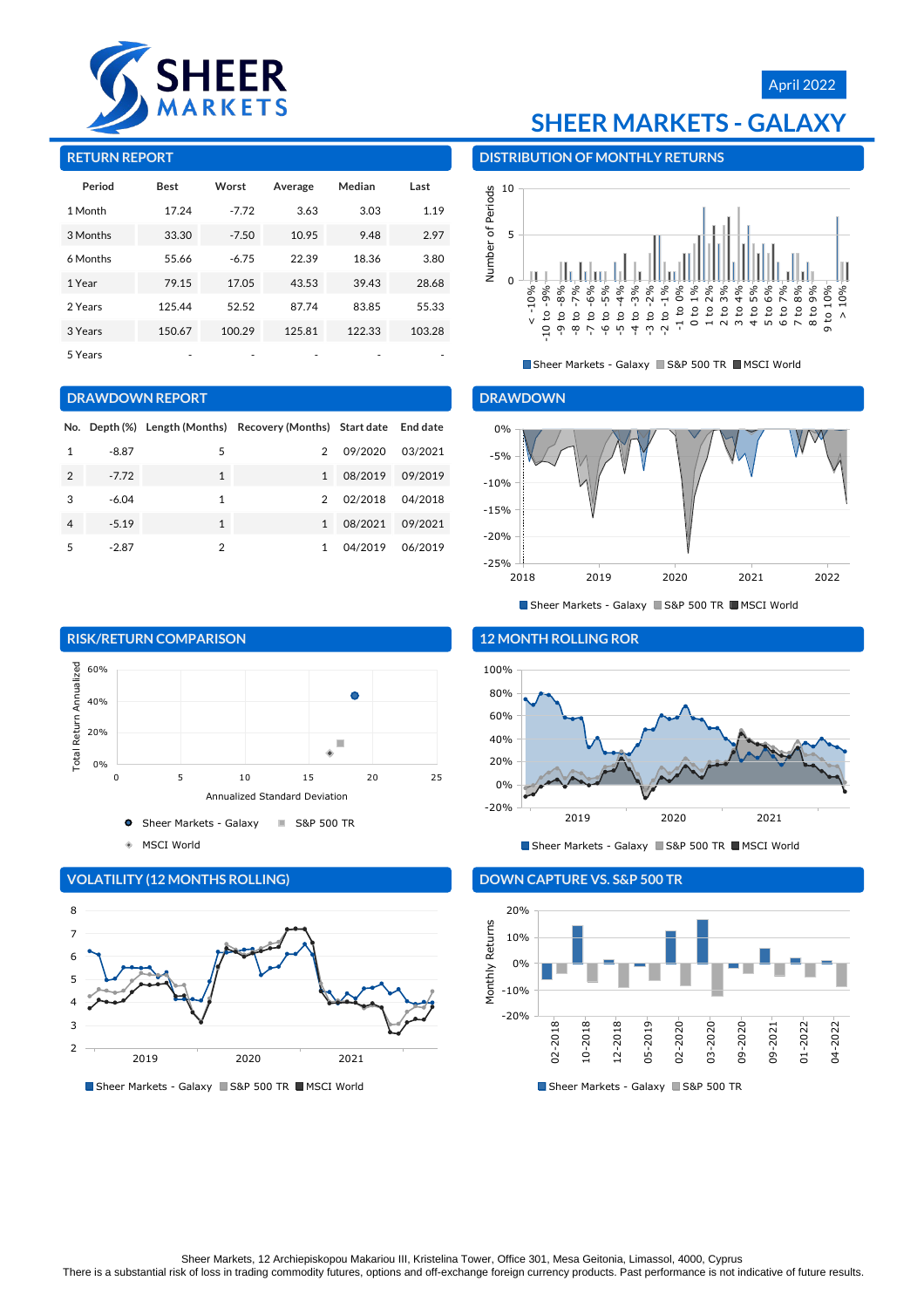April 2022

# SHEER MARKETS - GALAXY

## RETURN REPORT

| Period | Best | Worst | Average | Median | Last |
|---|---|---|---|---|---|
| 1 Month | 17.24 | -7.72 | 3.63 | 3.03 | 1.19 |
| 3 Months | 33.30 | -7.50 | 10.95 | 9.48 | 2.97 |
| 6 Months | 55.66 | -6.75 | 22.39 | 18.36 | 3.80 |
| 1 Year | 79.15 | 17.05 | 43.53 | 39.43 | 28.68 |
| 2 Years | 125.44 | 52.52 | 87.74 | 83.85 | 55.33 |
| 3 Years | 150.67 | 100.29 | 125.81 | 122.33 | 103.28 |
| 5 Years | - | - | - | - | - |

## DISTRIBUTION OF MONTHLY RETURNS

## DRAWDOWN REPORT

| No. | Depth (%) | Length (Months) | Recovery (Months) | Start date | End date |
|---|---|---|---|---|---|
| 1 | -8.87 | 5 | 2 | 09/2020 | 03/2021 |
| 2 | -7.72 | 1 | 1 | 08/2019 | 09/2019 |
| 3 | -6.04 | 1 | 2 | 02/2018 | 04/2018 |
| 4 | -5.19 | 1 | 1 | 08/2021 | 09/2021 |
| 5 | -2.87 | 2 | 1 | 04/2019 | 06/2019 |

## DRAWDOWN

## RISK/RETURN COMPARISON

## 12 MONTH ROLLING ROR

## VOLATILITY (12 MONTHS ROLLING)

## DOWN CAPTURE VS. S&P 500 TR

Sheer Markets, 12 Archiepiskopou Makariou III, Kristelina Tower, Office 301, Mesa Geitonia, Limassol, 4000, Cyprus
There is a substantial risk of loss in trading commodity futures, options and off-exchange foreign currency products. Past performance is not indicative of future results.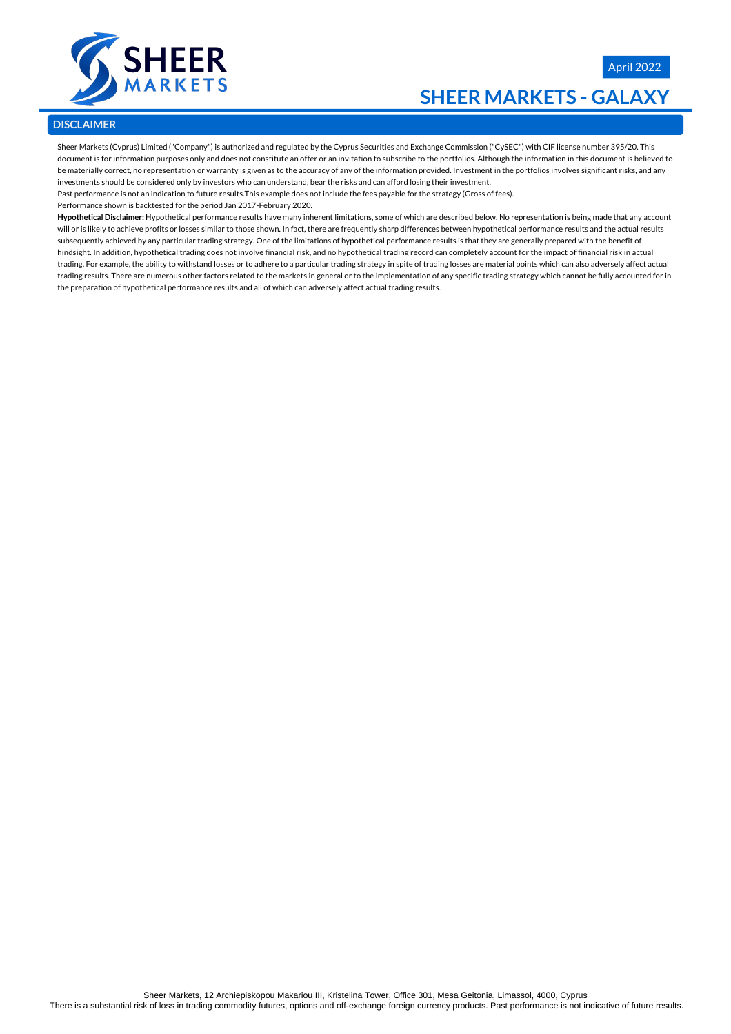April 2022

# SHEER MARKETS - GALAXY

## DISCLAIMER

Sheer Markets (Cyprus) Limited ("Company") is authorized and regulated by the Cyprus Securities and Exchange Commission ("CySEC") with CIF license number 395/20. This document is for information purposes only and does not constitute an offer or an invitation to subscribe to the portfolios. Although the information in this document is believed to be materially correct, no representation or warranty is given as to the accuracy of any of the information provided. Investment in the portfolios involves significant risks, and any investments should be considered only by investors who can understand, bear the risks and can afford losing their investment.

Past performance is not an indication to future results.This example does not include the fees payable for the strategy (Gross of fees).

Performance shown is backtested for the period Jan 2017-February 2020.

**Hypothetical Disclaimer:** Hypothetical performance results have many inherent limitations, some of which are described below. No representation is being made that any account will or is likely to achieve profits or losses similar to those shown. In fact, there are frequently sharp differences between hypothetical performance results and the actual results subsequently achieved by any particular trading strategy. One of the limitations of hypothetical performance results is that they are generally prepared with the benefit of hindsight. In addition, hypothetical trading does not involve financial risk, and no hypothetical trading record can completely account for the impact of financial risk in actual trading. For example, the ability to withstand losses or to adhere to a particular trading strategy in spite of trading losses are material points which can also adversely affect actual trading results. There are numerous other factors related to the markets in general or to the implementation of any specific trading strategy which cannot be fully accounted for in the preparation of hypothetical performance results and all of which can adversely affect actual trading results.

Sheer Markets, 12 Archiepiskopou Makariou III, Kristelina Tower, Office 301, Mesa Geitonia, Limassol, 4000, Cyprus

There is a substantial risk of loss in trading commodity futures, options and off-exchange foreign currency products. Past performance is not indicative of future results.